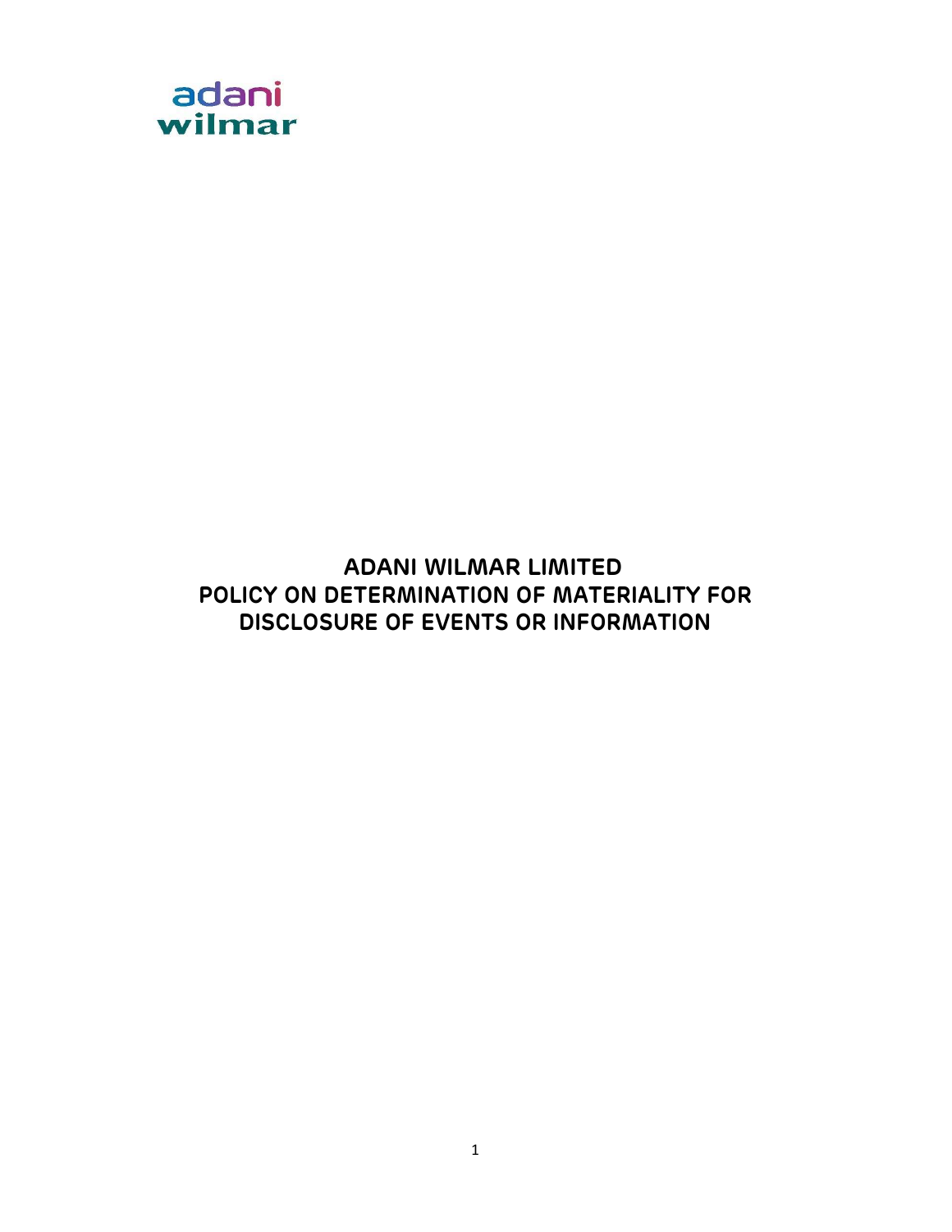adani
wilmar

# ADANI WILMAR LIMITED
# POLICY ON DETERMINATION OF MATERIALITY FOR DISCLOSURE OF EVENTS OR INFORMATION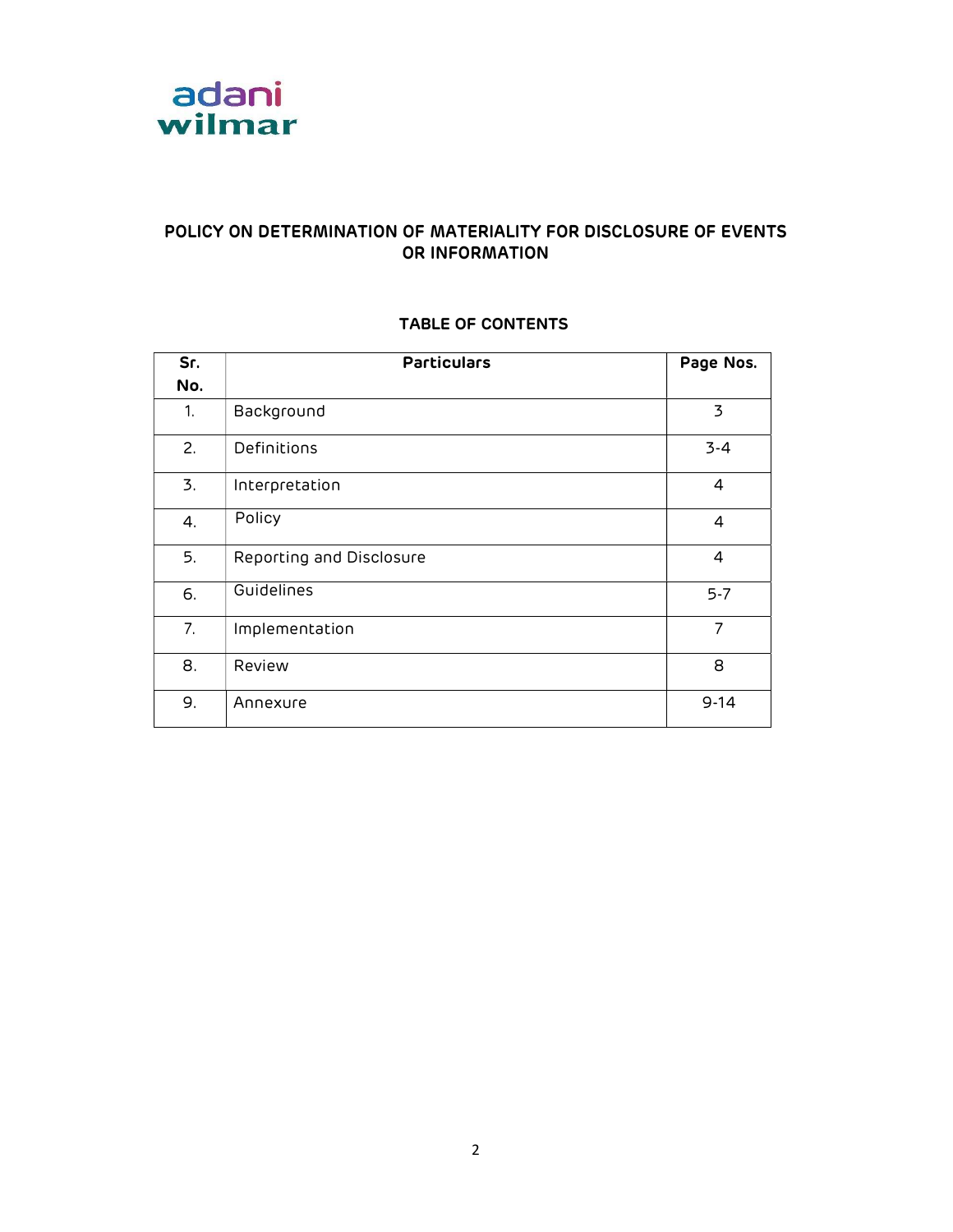adani wilmar

# POLICY ON DETERMINATION OF MATERIALITY FOR DISCLOSURE OF EVENTS OR INFORMATION

## TABLE OF CONTENTS

| Sr. No. | Particulars | Page Nos. |
|---|---|---|
| 1. | Background | 3 |
| 2. | Definitions | 3-4 |
| 3. | Interpretation | 4 |
| 4. | Policy | 4 |
| 5. | Reporting and Disclosure | 4 |
| 6. | Guidelines | 5-7 |
| 7. | Implementation | 7 |
| 8. | Review | 8 |
| 9. | Annexure | 9-14 |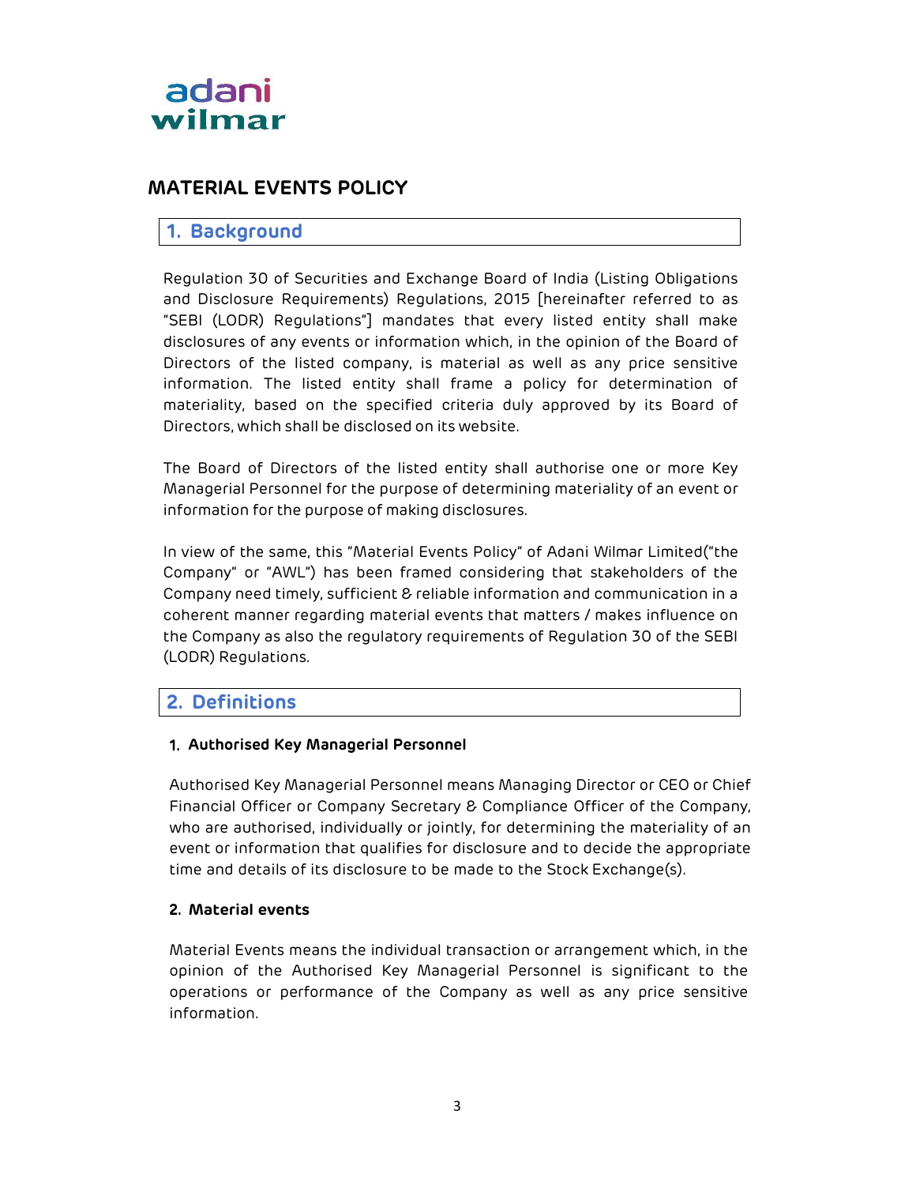# MATERIAL EVENTS POLICY

## 1. Background

Regulation 30 of Securities and Exchange Board of India (Listing Obligations and Disclosure Requirements) Regulations, 2015 [hereinafter referred to as "SEBI (LODR) Regulations"] mandates that every listed entity shall make disclosures of any events or information which, in the opinion of the Board of Directors of the listed company, is material as well as any price sensitive information. The listed entity shall frame a policy for determination of materiality, based on the specified criteria duly approved by its Board of Directors, which shall be disclosed on its website.

The Board of Directors of the listed entity shall authorise one or more Key Managerial Personnel for the purpose of determining materiality of an event or information for the purpose of making disclosures.

In view of the same, this "Material Events Policy" of Adani Wilmar Limited("the Company" or "AWL") has been framed considering that stakeholders of the Company need timely, sufficient & reliable information and communication in a coherent manner regarding material events that matters / makes influence on the Company as also the regulatory requirements of Regulation 30 of the SEBI (LODR) Regulations.

## 2. Definitions

### 1. Authorised Key Managerial Personnel

Authorised Key Managerial Personnel means Managing Director or CEO or Chief Financial Officer or Company Secretary & Compliance Officer of the Company, who are authorised, individually or jointly, for determining the materiality of an event or information that qualifies for disclosure and to decide the appropriate time and details of its disclosure to be made to the Stock Exchange(s).

### 2. Material events

Material Events means the individual transaction or arrangement which, in the opinion of the Authorised Key Managerial Personnel is significant to the operations or performance of the Company as well as any price sensitive information.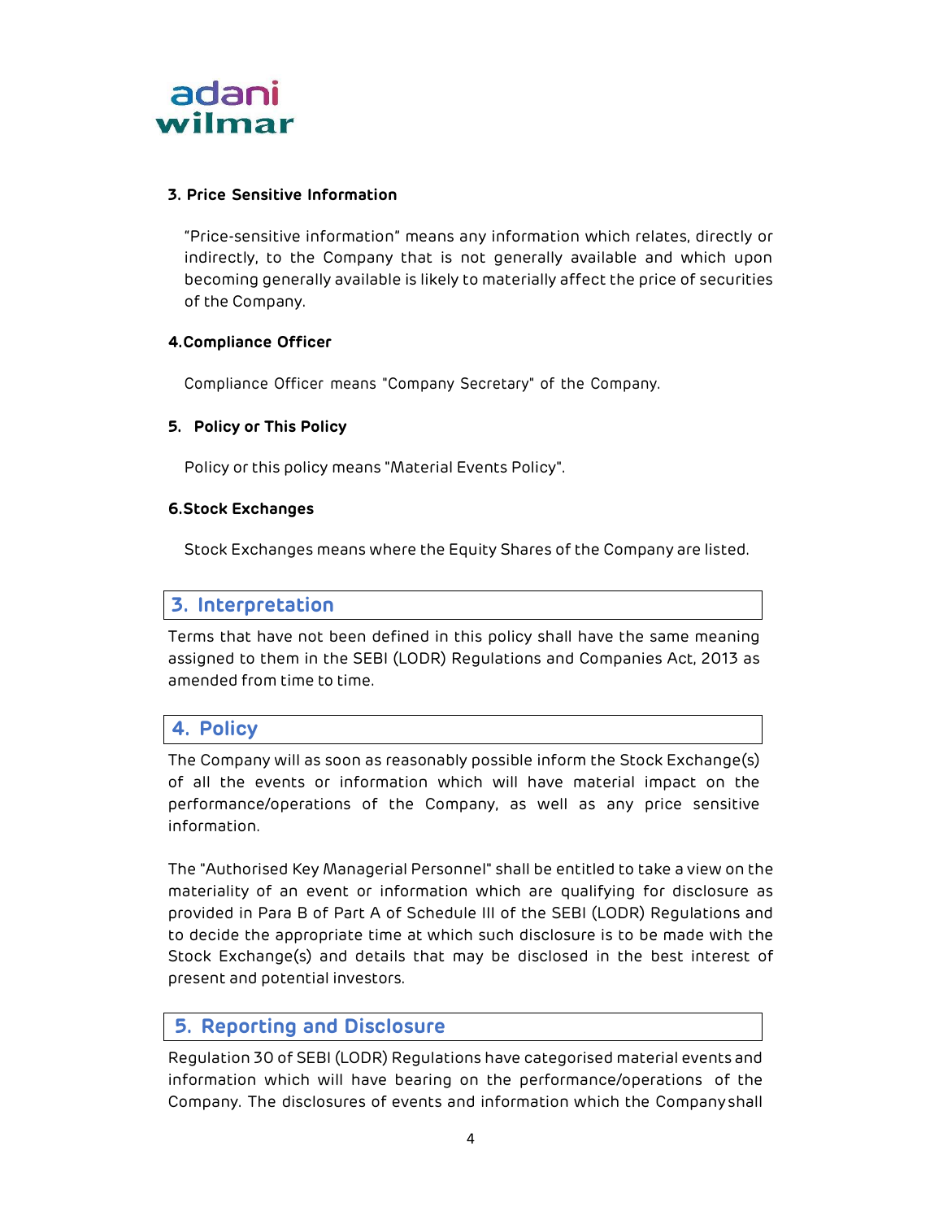**3. Price Sensitive Information**

"Price-sensitive information" means any information which relates, directly or indirectly, to the Company that is not generally available and which upon becoming generally available is likely to materially affect the price of securities of the Company.

**4. Compliance Officer**

Compliance Officer means "Company Secretary" of the Company.

**5. Policy or This Policy**

Policy or this policy means "Material Events Policy".

**6. Stock Exchanges**

Stock Exchanges means where the Equity Shares of the Company are listed.

## 3. Interpretation

Terms that have not been defined in this policy shall have the same meaning assigned to them in the SEBI (LODR) Regulations and Companies Act, 2013 as amended from time to time.

## 4. Policy

The Company will as soon as reasonably possible inform the Stock Exchange(s) of all the events or information which will have material impact on the performance/operations of the Company, as well as any price sensitive information.

The "Authorised Key Managerial Personnel" shall be entitled to take a view on the materiality of an event or information which are qualifying for disclosure as provided in Para B of Part A of Schedule III of the SEBI (LODR) Regulations and to decide the appropriate time at which such disclosure is to be made with the Stock Exchange(s) and details that may be disclosed in the best interest of present and potential investors.

## 5. Reporting and Disclosure

Regulation 30 of SEBI (LODR) Regulations have categorised material events and information which will have bearing on the performance/operations of the Company. The disclosures of events and information which the Company shall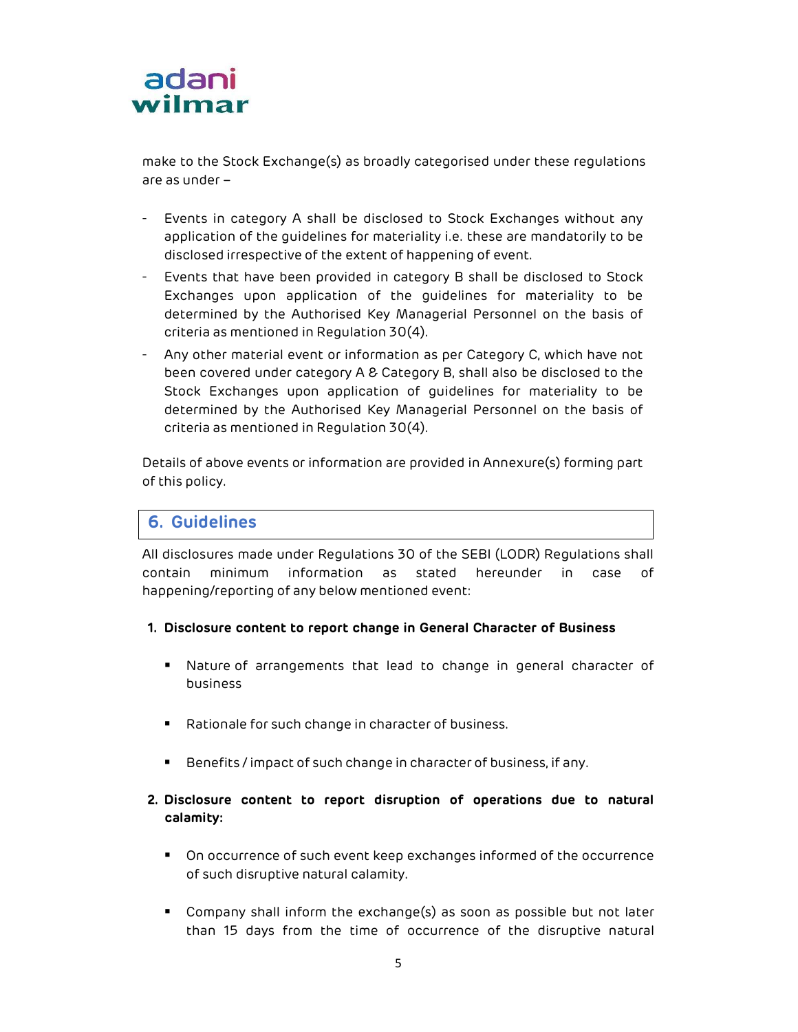make to the Stock Exchange(s) as broadly categorised under these regulations are as under –

- Events in category A shall be disclosed to Stock Exchanges without any application of the guidelines for materiality i.e. these are mandatorily to be disclosed irrespective of the extent of happening of event.
- Events that have been provided in category B shall be disclosed to Stock Exchanges upon application of the guidelines for materiality to be determined by the Authorised Key Managerial Personnel on the basis of criteria as mentioned in Regulation 30(4).
- Any other material event or information as per Category C, which have not been covered under category A & Category B, shall also be disclosed to the Stock Exchanges upon application of guidelines for materiality to be determined by the Authorised Key Managerial Personnel on the basis of criteria as mentioned in Regulation 30(4).

Details of above events or information are provided in Annexure(s) forming part of this policy.

## 6. Guidelines

All disclosures made under Regulations 30 of the SEBI (LODR) Regulations shall contain minimum information as stated hereunder in case of happening/reporting of any below mentioned event:

**1. Disclosure content to report change in General Character of Business**

- Nature of arrangements that lead to change in general character of business
- Rationale for such change in character of business.
- Benefits / impact of such change in character of business, if any.

**2. Disclosure content to report disruption of operations due to natural calamity:**

- On occurrence of such event keep exchanges informed of the occurrence of such disruptive natural calamity.
- Company shall inform the exchange(s) as soon as possible but not later than 15 days from the time of occurrence of the disruptive natural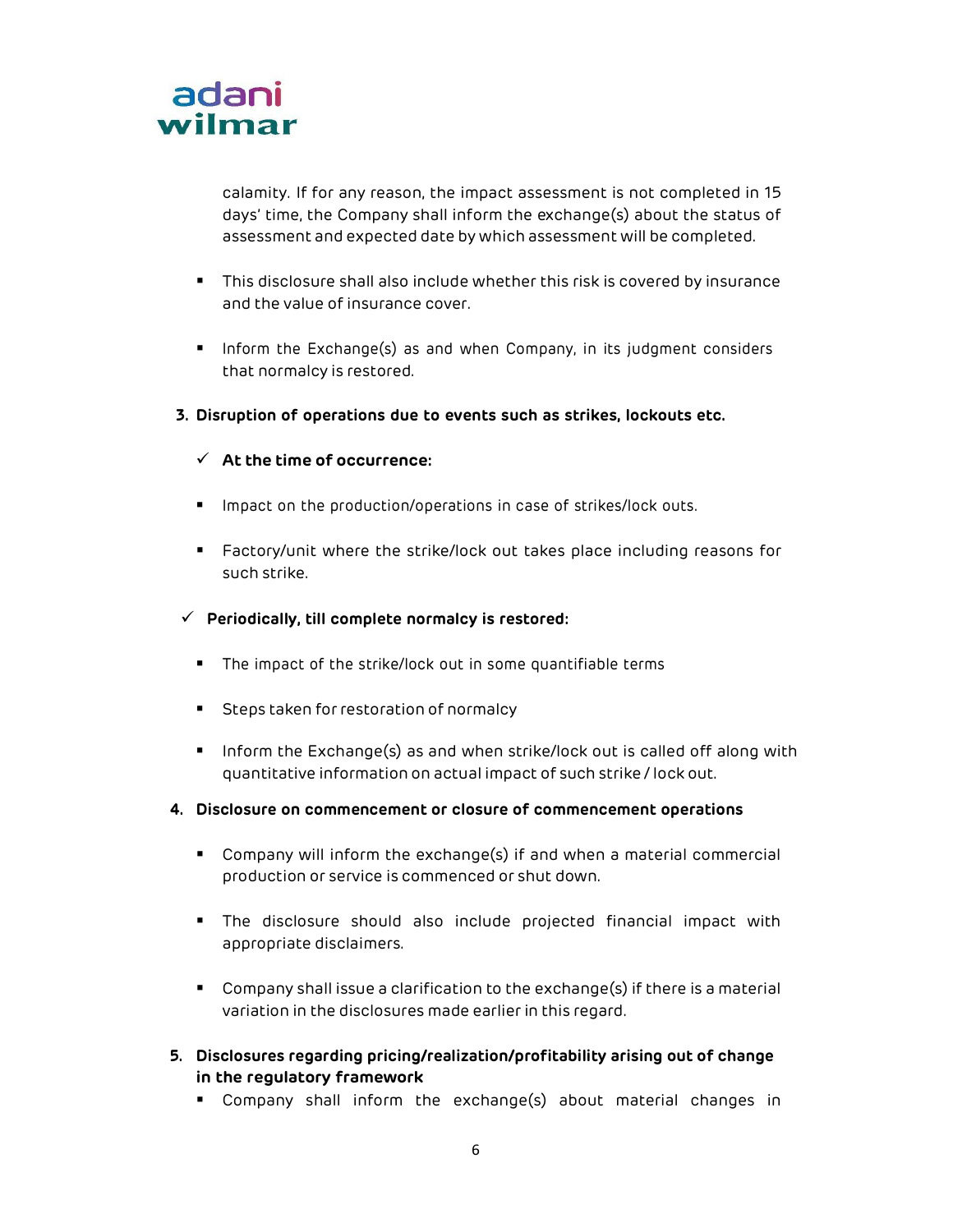calamity. If for any reason, the impact assessment is not completed in 15 days' time, the Company shall inform the exchange(s) about the status of assessment and expected date by which assessment will be completed.

- This disclosure shall also include whether this risk is covered by insurance and the value of insurance cover.
- Inform the Exchange(s) as and when Company, in its judgment considers that normalcy is restored.

**3. Disruption of operations due to events such as strikes, lockouts etc.**

✓ **At the time of occurrence:**

- Impact on the production/operations in case of strikes/lock outs.
- Factory/unit where the strike/lock out takes place including reasons for such strike.

✓ **Periodically, till complete normalcy is restored:**

- The impact of the strike/lock out in some quantifiable terms
- Steps taken for restoration of normalcy
- Inform the Exchange(s) as and when strike/lock out is called off along with quantitative information on actual impact of such strike / lock out.

**4. Disclosure on commencement or closure of commencement operations**

- Company will inform the exchange(s) if and when a material commercial production or service is commenced or shut down.
- The disclosure should also include projected financial impact with appropriate disclaimers.
- Company shall issue a clarification to the exchange(s) if there is a material variation in the disclosures made earlier in this regard.

**5. Disclosures regarding pricing/realization/profitability arising out of change in the regulatory framework**

- Company shall inform the exchange(s) about material changes in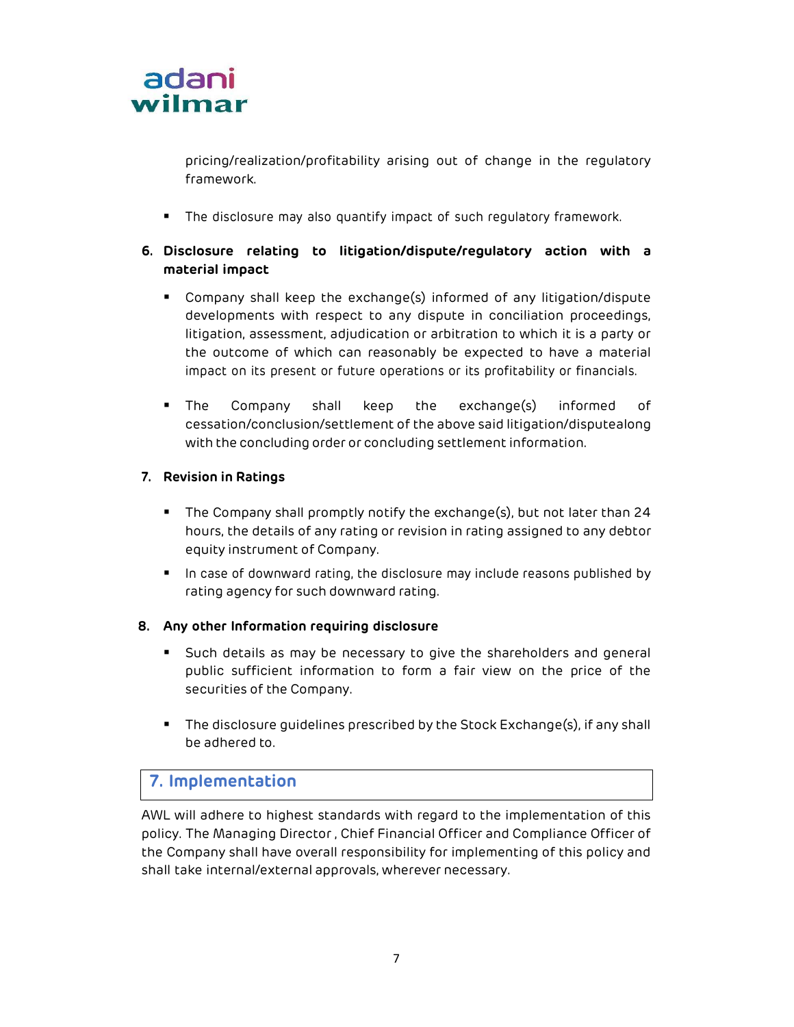pricing/realization/profitability arising out of change in the regulatory framework.

- The disclosure may also quantify impact of such regulatory framework.

6. **Disclosure relating to litigation/dispute/regulatory action with a material impact**

   - Company shall keep the exchange(s) informed of any litigation/dispute developments with respect to any dispute in conciliation proceedings, litigation, assessment, adjudication or arbitration to which it is a party or the outcome of which can reasonably be expected to have a material impact on its present or future operations or its profitability or financials.

   - The Company shall keep the exchange(s) informed of cessation/conclusion/settlement of the above said litigation/disputealong with the concluding order or concluding settlement information.

7. **Revision in Ratings**

   - The Company shall promptly notify the exchange(s), but not later than 24 hours, the details of any rating or revision in rating assigned to any debtor equity instrument of Company.
   - In case of downward rating, the disclosure may include reasons published by rating agency for such downward rating.

8. **Any other Information requiring disclosure**

   - Such details as may be necessary to give the shareholders and general public sufficient information to form a fair view on the price of the securities of the Company.

   - The disclosure guidelines prescribed by the Stock Exchange(s), if any shall be adhered to.

## 7. Implementation

AWL will adhere to highest standards with regard to the implementation of this policy. The Managing Director , Chief Financial Officer and Compliance Officer of the Company shall have overall responsibility for implementing of this policy and shall take internal/external approvals, wherever necessary.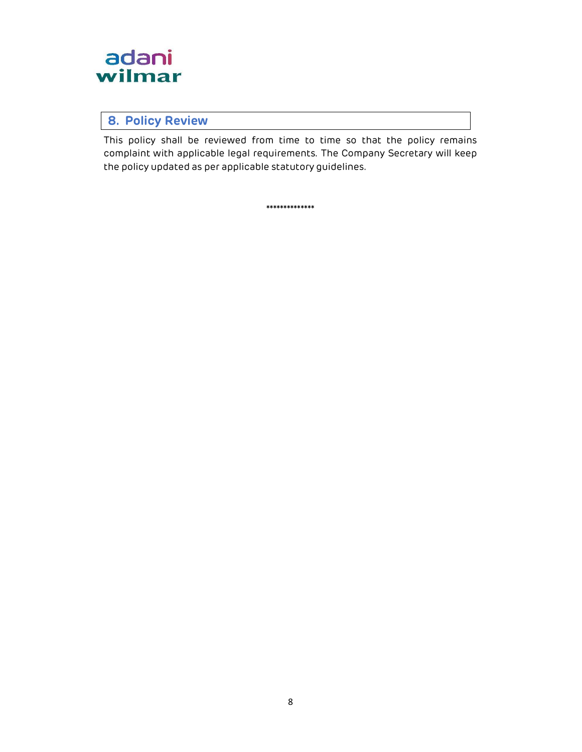## 8. Policy Review

This policy shall be reviewed from time to time so that the policy remains complaint with applicable legal requirements. The Company Secretary will keep the policy updated as per applicable statutory guidelines.

**************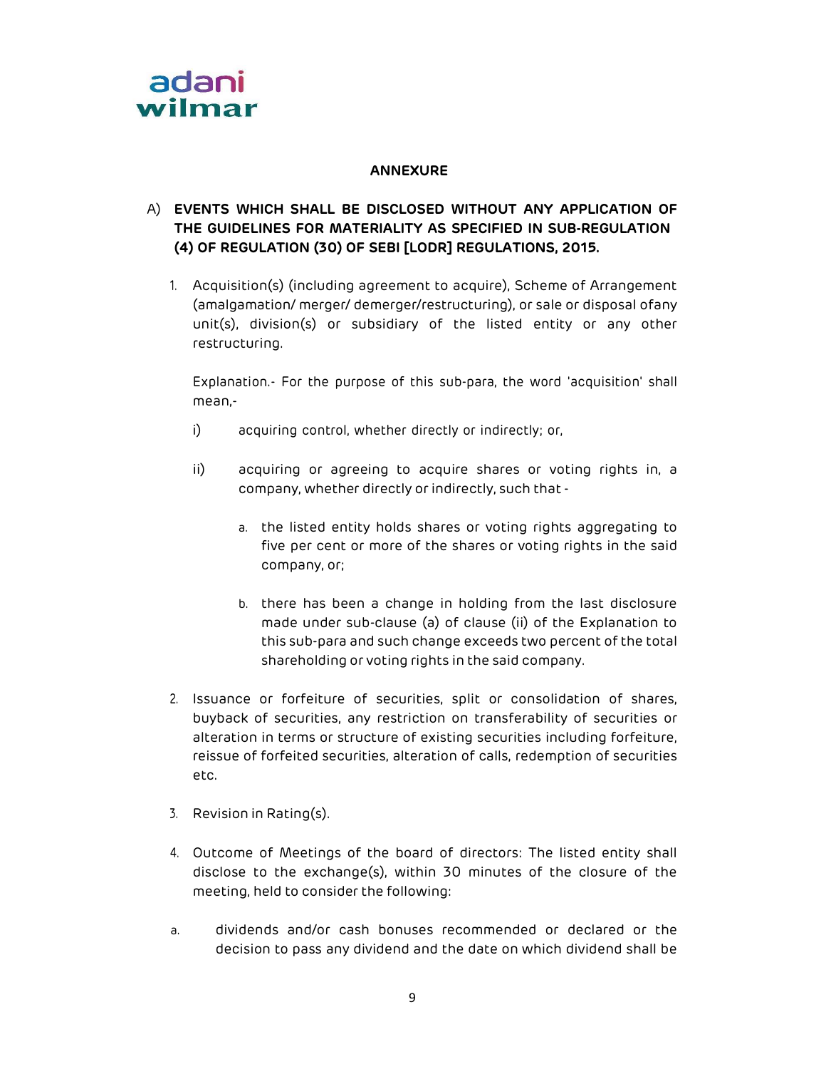## ANNEXURE

### A) EVENTS WHICH SHALL BE DISCLOSED WITHOUT ANY APPLICATION OF THE GUIDELINES FOR MATERIALITY AS SPECIFIED IN SUB-REGULATION (4) OF REGULATION (30) OF SEBI [LODR] REGULATIONS, 2015.

1. Acquisition(s) (including agreement to acquire), Scheme of Arrangement (amalgamation/ merger/ demerger/restructuring), or sale or disposal ofany unit(s), division(s) or subsidiary of the listed entity or any other restructuring.

   Explanation.- For the purpose of this sub-para, the word 'acquisition' shall mean,-

   i) acquiring control, whether directly or indirectly; or,

   ii) acquiring or agreeing to acquire shares or voting rights in, a company, whether directly or indirectly, such that -

      a. the listed entity holds shares or voting rights aggregating to five per cent or more of the shares or voting rights in the said company, or;

      b. there has been a change in holding from the last disclosure made under sub-clause (a) of clause (ii) of the Explanation to this sub-para and such change exceeds two percent of the total shareholding or voting rights in the said company.

2. Issuance or forfeiture of securities, split or consolidation of shares, buyback of securities, any restriction on transferability of securities or alteration in terms or structure of existing securities including forfeiture, reissue of forfeited securities, alteration of calls, redemption of securities etc.

3. Revision in Rating(s).

4. Outcome of Meetings of the board of directors: The listed entity shall disclose to the exchange(s), within 30 minutes of the closure of the meeting, held to consider the following:

a. dividends and/or cash bonuses recommended or declared or the decision to pass any dividend and the date on which dividend shall be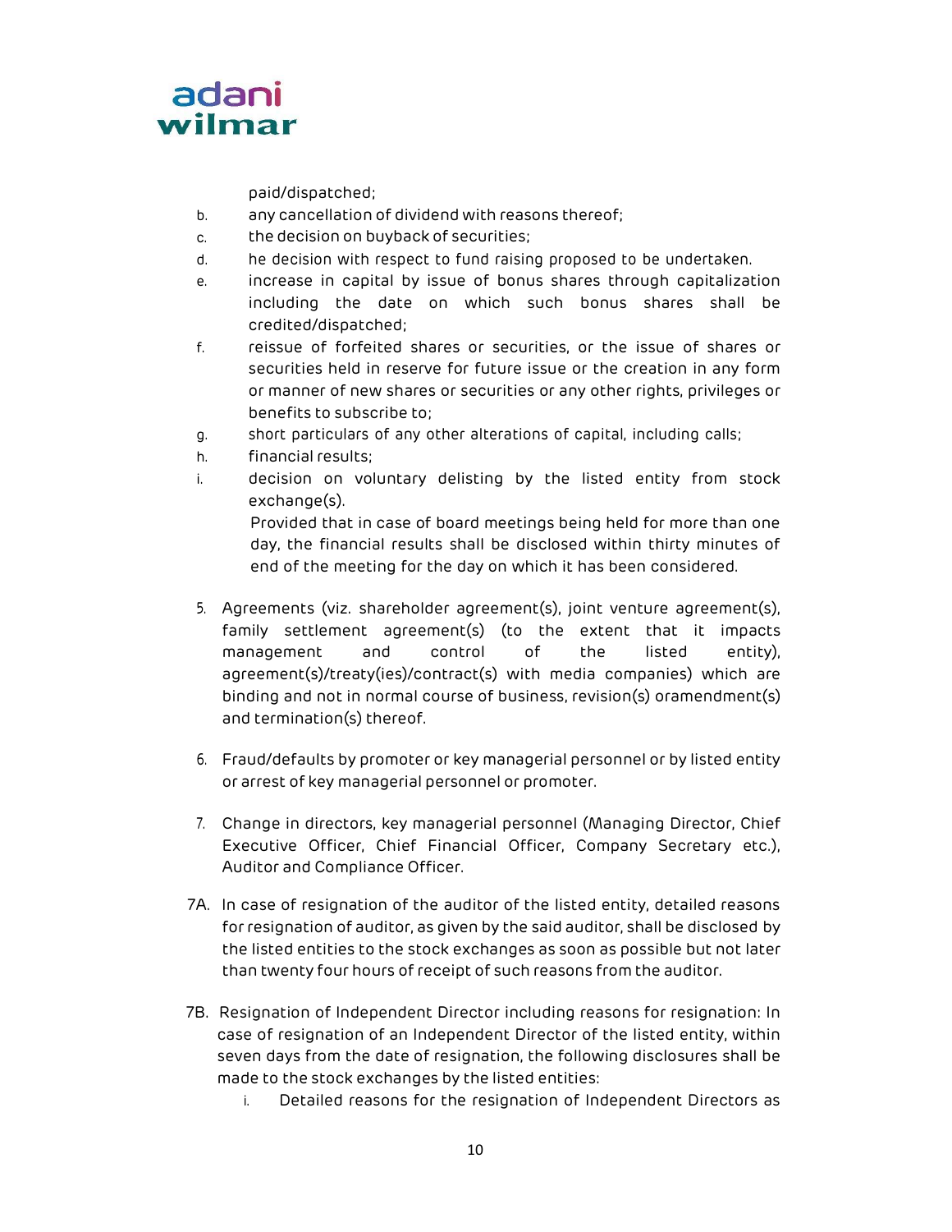paid/dispatched;

b. any cancellation of dividend with reasons thereof;
c. the decision on buyback of securities;
d. he decision with respect to fund raising proposed to be undertaken.
e. increase in capital by issue of bonus shares through capitalization including the date on which such bonus shares shall be credited/dispatched;
f. reissue of forfeited shares or securities, or the issue of shares or securities held in reserve for future issue or the creation in any form or manner of new shares or securities or any other rights, privileges or benefits to subscribe to;
g. short particulars of any other alterations of capital, including calls;
h. financial results;
i. decision on voluntary delisting by the listed entity from stock exchange(s).

   Provided that in case of board meetings being held for more than one day, the financial results shall be disclosed within thirty minutes of end of the meeting for the day on which it has been considered.

5. Agreements (viz. shareholder agreement(s), joint venture agreement(s), family settlement agreement(s) (to the extent that it impacts management and control of the listed entity), agreement(s)/treaty(ies)/contract(s) with media companies) which are binding and not in normal course of business, revision(s) oramendment(s) and termination(s) thereof.

6. Fraud/defaults by promoter or key managerial personnel or by listed entity or arrest of key managerial personnel or promoter.

7. Change in directors, key managerial personnel (Managing Director, Chief Executive Officer, Chief Financial Officer, Company Secretary etc.), Auditor and Compliance Officer.

7A. In case of resignation of the auditor of the listed entity, detailed reasons for resignation of auditor, as given by the said auditor, shall be disclosed by the listed entities to the stock exchanges as soon as possible but not later than twenty four hours of receipt of such reasons from the auditor.

7B. Resignation of Independent Director including reasons for resignation: In case of resignation of an Independent Director of the listed entity, within seven days from the date of resignation, the following disclosures shall be made to the stock exchanges by the listed entities:

   i. Detailed reasons for the resignation of Independent Directors as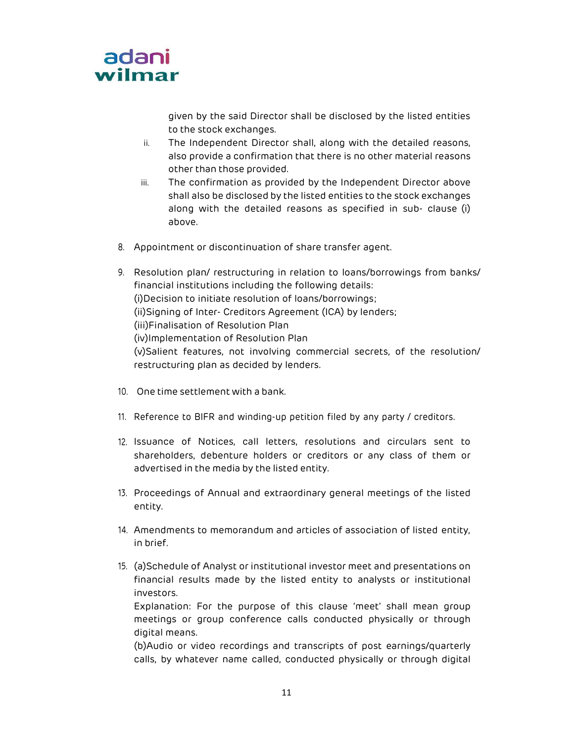given by the said Director shall be disclosed by the listed entities to the stock exchanges.

ii. The Independent Director shall, along with the detailed reasons, also provide a confirmation that there is no other material reasons other than those provided.

iii. The confirmation as provided by the Independent Director above shall also be disclosed by the listed entities to the stock exchanges along with the detailed reasons as specified in sub- clause (i) above.

8. Appointment or discontinuation of share transfer agent.

9. Resolution plan/ restructuring in relation to loans/borrowings from banks/ financial institutions including the following details:
   (i)Decision to initiate resolution of loans/borrowings;
   (ii)Signing of Inter- Creditors Agreement (ICA) by lenders;
   (iii)Finalisation of Resolution Plan
   (iv)Implementation of Resolution Plan
   (v)Salient features, not involving commercial secrets, of the resolution/ restructuring plan as decided by lenders.

10. One time settlement with a bank.

11. Reference to BIFR and winding-up petition filed by any party / creditors.

12. Issuance of Notices, call letters, resolutions and circulars sent to shareholders, debenture holders or creditors or any class of them or advertised in the media by the listed entity.

13. Proceedings of Annual and extraordinary general meetings of the listed entity.

14. Amendments to memorandum and articles of association of listed entity, in brief.

15. (a)Schedule of Analyst or institutional investor meet and presentations on financial results made by the listed entity to analysts or institutional investors.
    Explanation: For the purpose of this clause 'meet' shall mean group meetings or group conference calls conducted physically or through digital means.
    (b)Audio or video recordings and transcripts of post earnings/quarterly calls, by whatever name called, conducted physically or through digital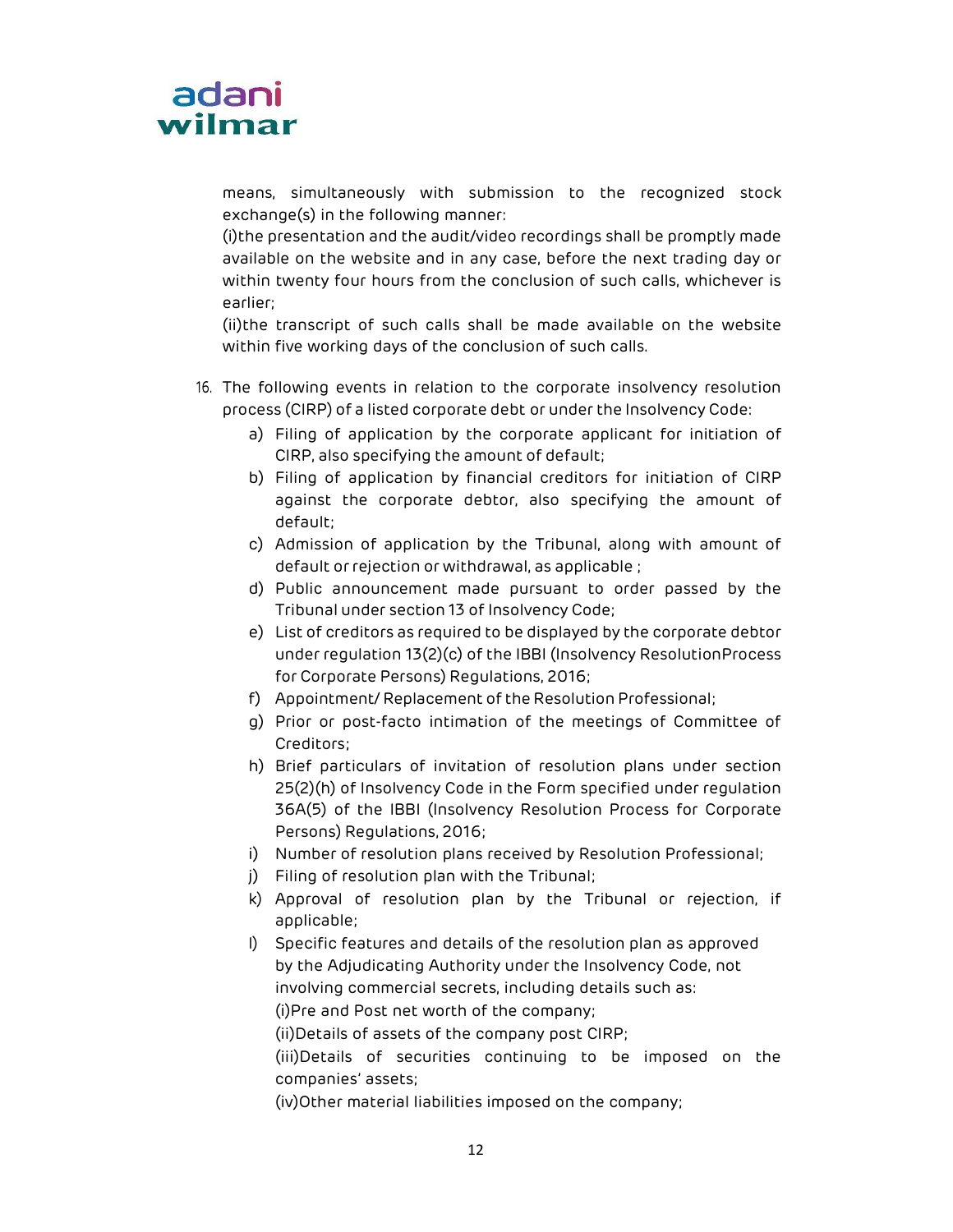means, simultaneously with submission to the recognized stock exchange(s) in the following manner:

(i)the presentation and the audit/video recordings shall be promptly made available on the website and in any case, before the next trading day or within twenty four hours from the conclusion of such calls, whichever is earlier;

(ii)the transcript of such calls shall be made available on the website within five working days of the conclusion of such calls.

16. The following events in relation to the corporate insolvency resolution process (CIRP) of a listed corporate debt or under the Insolvency Code:
    a) Filing of application by the corporate applicant for initiation of CIRP, also specifying the amount of default;
    b) Filing of application by financial creditors for initiation of CIRP against the corporate debtor, also specifying the amount of default;
    c) Admission of application by the Tribunal, along with amount of default or rejection or withdrawal, as applicable ;
    d) Public announcement made pursuant to order passed by the Tribunal under section 13 of Insolvency Code;
    e) List of creditors as required to be displayed by the corporate debtor under regulation 13(2)(c) of the IBBI (Insolvency ResolutionProcess for Corporate Persons) Regulations, 2016;
    f) Appointment/ Replacement of the Resolution Professional;
    g) Prior or post-facto intimation of the meetings of Committee of Creditors;
    h) Brief particulars of invitation of resolution plans under section 25(2)(h) of Insolvency Code in the Form specified under regulation 36A(5) of the IBBI (Insolvency Resolution Process for Corporate Persons) Regulations, 2016;
    i) Number of resolution plans received by Resolution Professional;
    j) Filing of resolution plan with the Tribunal;
    k) Approval of resolution plan by the Tribunal or rejection, if applicable;
    l) Specific features and details of the resolution plan as approved by the Adjudicating Authority under the Insolvency Code, not involving commercial secrets, including details such as:

       (i)Pre and Post net worth of the company;

       (ii)Details of assets of the company post CIRP;

       (iii)Details of securities continuing to be imposed on the companies' assets;

       (iv)Other material liabilities imposed on the company;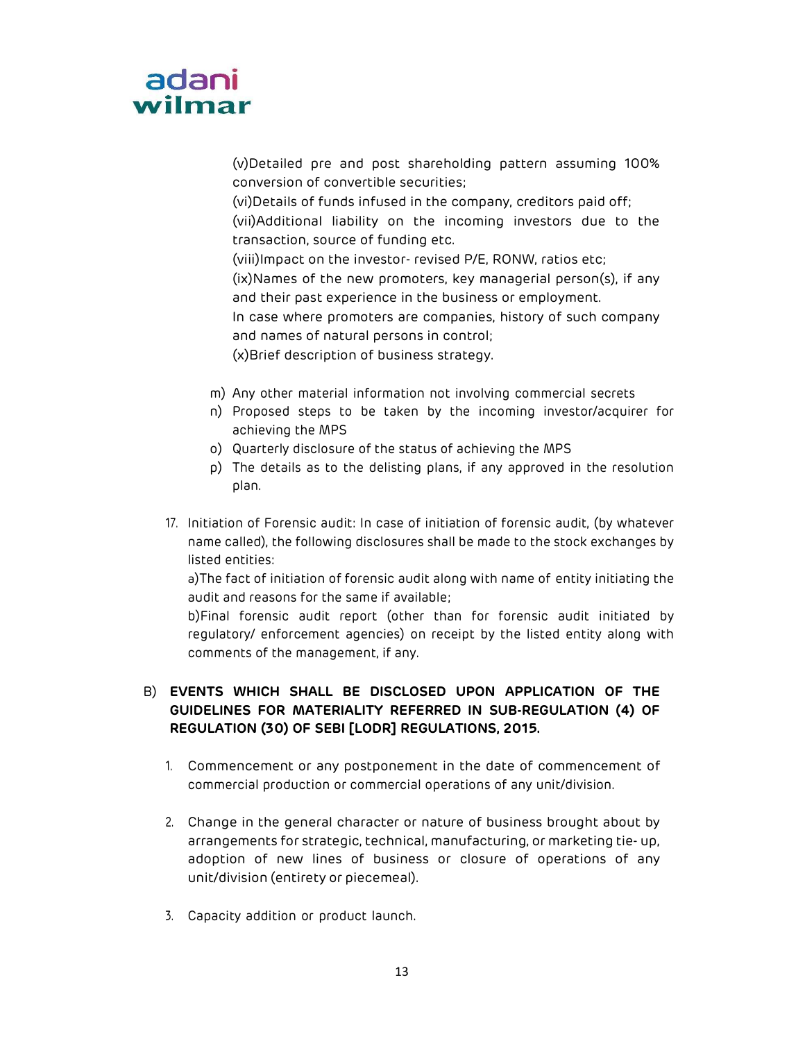(v)Detailed pre and post shareholding pattern assuming 100% conversion of convertible securities;
(vi)Details of funds infused in the company, creditors paid off;
(vii)Additional liability on the incoming investors due to the transaction, source of funding etc.
(viii)Impact on the investor- revised P/E, RONW, ratios etc;
(ix)Names of the new promoters, key managerial person(s), if any and their past experience in the business or employment.
In case where promoters are companies, history of such company and names of natural persons in control;
(x)Brief description of business strategy.

m) Any other material information not involving commercial secrets
n) Proposed steps to be taken by the incoming investor/acquirer for achieving the MPS
o) Quarterly disclosure of the status of achieving the MPS
p) The details as to the delisting plans, if any approved in the resolution plan.

17. Initiation of Forensic audit: In case of initiation of forensic audit, (by whatever name called), the following disclosures shall be made to the stock exchanges by listed entities:
a)The fact of initiation of forensic audit along with name of entity initiating the audit and reasons for the same if available;
b)Final forensic audit report (other than for forensic audit initiated by regulatory/ enforcement agencies) on receipt by the listed entity along with comments of the management, if any.

B) **EVENTS WHICH SHALL BE DISCLOSED UPON APPLICATION OF THE GUIDELINES FOR MATERIALITY REFERRED IN SUB-REGULATION (4) OF REGULATION (30) OF SEBI [LODR] REGULATIONS, 2015.**

1. Commencement or any postponement in the date of commencement of commercial production or commercial operations of any unit/division.

2. Change in the general character or nature of business brought about by arrangements for strategic, technical, manufacturing, or marketing tie- up, adoption of new lines of business or closure of operations of any unit/division (entirety or piecemeal).

3. Capacity addition or product launch.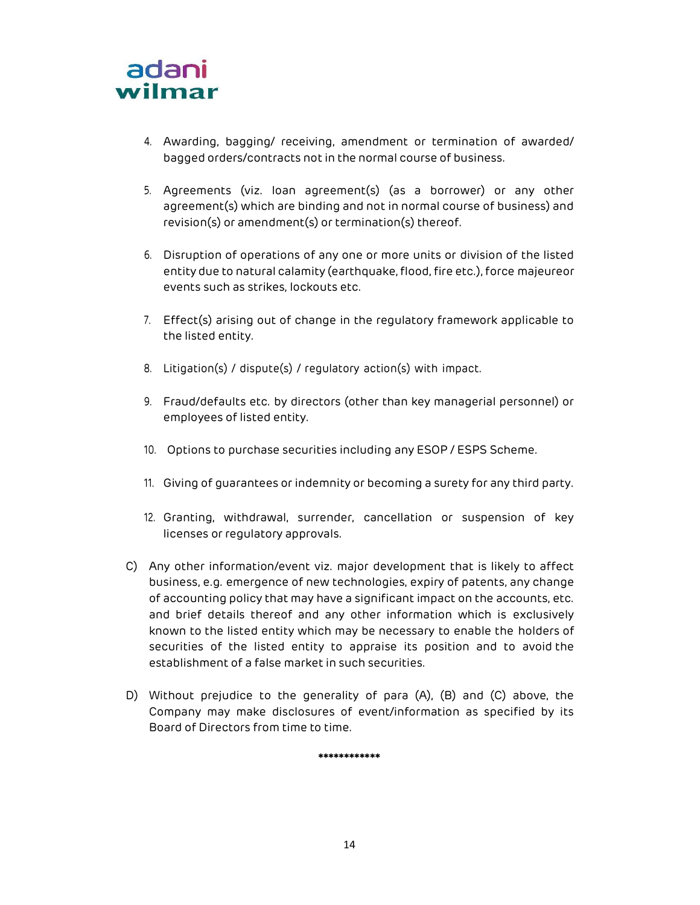4. Awarding, bagging/ receiving, amendment or termination of awarded/ bagged orders/contracts not in the normal course of business.

5. Agreements (viz. loan agreement(s) (as a borrower) or any other agreement(s) which are binding and not in normal course of business) and revision(s) or amendment(s) or termination(s) thereof.

6. Disruption of operations of any one or more units or division of the listed entity due to natural calamity (earthquake, flood, fire etc.), force majeureor events such as strikes, lockouts etc.

7. Effect(s) arising out of change in the regulatory framework applicable to the listed entity.

8. Litigation(s) / dispute(s) / regulatory action(s) with impact.

9. Fraud/defaults etc. by directors (other than key managerial personnel) or employees of listed entity.

10. Options to purchase securities including any ESOP / ESPS Scheme.

11. Giving of guarantees or indemnity or becoming a surety for any third party.

12. Granting, withdrawal, surrender, cancellation or suspension of key licenses or regulatory approvals.

C) Any other information/event viz. major development that is likely to affect business, e.g. emergence of new technologies, expiry of patents, any change of accounting policy that may have a significant impact on the accounts, etc. and brief details thereof and any other information which is exclusively known to the listed entity which may be necessary to enable the holders of securities of the listed entity to appraise its position and to avoid the establishment of a false market in such securities.

D) Without prejudice to the generality of para (A), (B) and (C) above, the Company may make disclosures of event/information as specified by its Board of Directors from time to time.

************